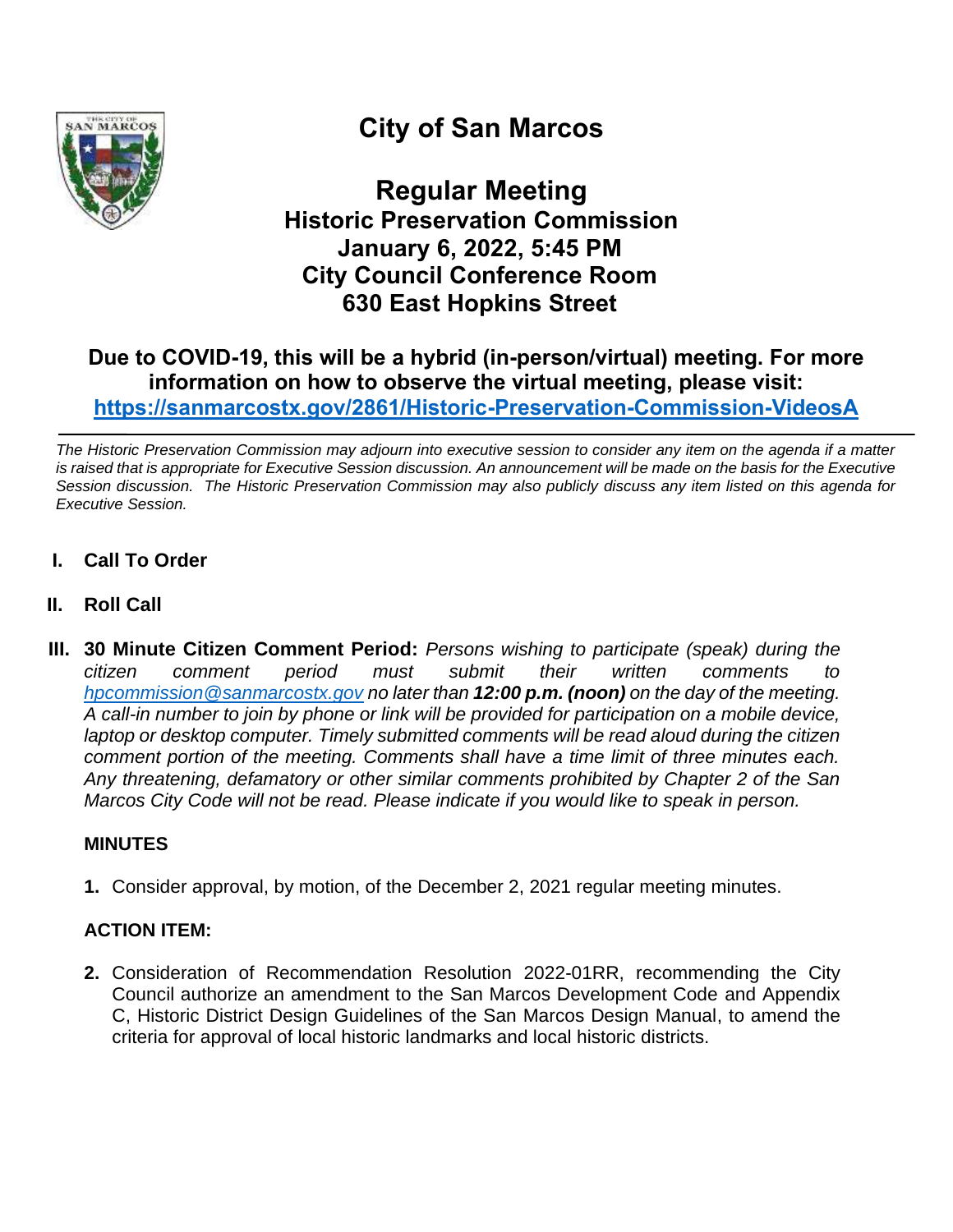# City of San Marcos

## Regular Meeting
### Historic Preservation Commission
### January 6, 2022, 5:45 PM
### City Council Conference Room
### 630 East Hopkins Street

**Due to COVID-19, this will be a hybrid (in-person/virtual) meeting. For more information on how to observe the virtual meeting, please visit: [https://sanmarcostx.gov/2861/Historic-Preservation-Commission-VideosA](https://sanmarcostx.gov/2861/Historic-Preservation-Commission-VideosA)**

---

*The Historic Preservation Commission may adjourn into executive session to consider any item on the agenda if a matter is raised that is appropriate for Executive Session discussion. An announcement will be made on the basis for the Executive Session discussion. The Historic Preservation Commission may also publicly discuss any item listed on this agenda for Executive Session.*

**I. Call To Order**

**II. Roll Call**

**III. 30 Minute Citizen Comment Period:** *Persons wishing to participate (speak) during the citizen comment period must submit their written comments to [hpcommission@sanmarcostx.gov](mailto:hpcommission@sanmarcostx.gov) no later than **12:00 p.m. (noon)** on the day of the meeting. A call-in number to join by phone or link will be provided for participation on a mobile device, laptop or desktop computer. Timely submitted comments will be read aloud during the citizen comment portion of the meeting. Comments shall have a time limit of three minutes each. Any threatening, defamatory or other similar comments prohibited by Chapter 2 of the San Marcos City Code will not be read. Please indicate if you would like to speak in person.*

**MINUTES**

**1.** Consider approval, by motion, of the December 2, 2021 regular meeting minutes.

**ACTION ITEM:**

**2.** Consideration of Recommendation Resolution 2022-01RR, recommending the City Council authorize an amendment to the San Marcos Development Code and Appendix C, Historic District Design Guidelines of the San Marcos Design Manual, to amend the criteria for approval of local historic landmarks and local historic districts.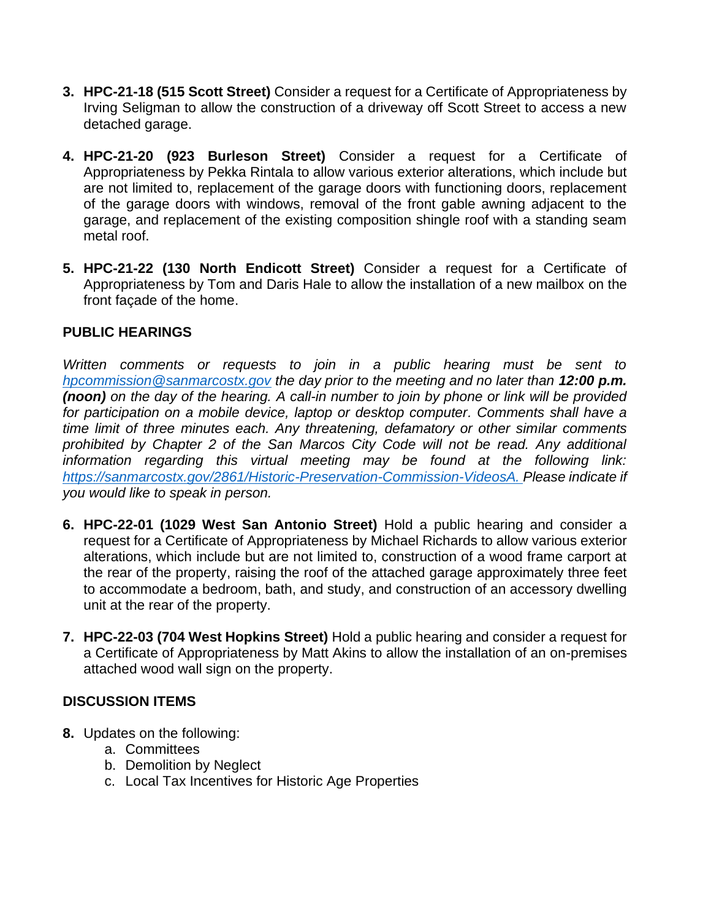3. **HPC-21-18 (515 Scott Street)** Consider a request for a Certificate of Appropriateness by Irving Seligman to allow the construction of a driveway off Scott Street to access a new detached garage.

4. **HPC-21-20 (923 Burleson Street)** Consider a request for a Certificate of Appropriateness by Pekka Rintala to allow various exterior alterations, which include but are not limited to, replacement of the garage doors with functioning doors, replacement of the garage doors with windows, removal of the front gable awning adjacent to the garage, and replacement of the existing composition shingle roof with a standing seam metal roof.

5. **HPC-21-22 (130 North Endicott Street)** Consider a request for a Certificate of Appropriateness by Tom and Daris Hale to allow the installation of a new mailbox on the front façade of the home.

## PUBLIC HEARINGS

*Written comments or requests to join in a public hearing must be sent to [hpcommission@sanmarcostx.gov](mailto:hpcommission@sanmarcostx.gov) the day prior to the meeting and no later than **12:00 p.m. (noon)** on the day of the hearing. A call-in number to join by phone or link will be provided for participation on a mobile device, laptop or desktop computer. Comments shall have a time limit of three minutes each. Any threatening, defamatory or other similar comments prohibited by Chapter 2 of the San Marcos City Code will not be read. Any additional information regarding this virtual meeting may be found at the following link: [https://sanmarcostx.gov/2861/Historic-Preservation-Commission-VideosA.](https://sanmarcostx.gov/2861/Historic-Preservation-Commission-VideosA) Please indicate if you would like to speak in person.*

6. **HPC-22-01 (1029 West San Antonio Street)** Hold a public hearing and consider a request for a Certificate of Appropriateness by Michael Richards to allow various exterior alterations, which include but are not limited to, construction of a wood frame carport at the rear of the property, raising the roof of the attached garage approximately three feet to accommodate a bedroom, bath, and study, and construction of an accessory dwelling unit at the rear of the property.

7. **HPC-22-03 (704 West Hopkins Street)** Hold a public hearing and consider a request for a Certificate of Appropriateness by Matt Akins to allow the installation of an on-premises attached wood wall sign on the property.

## DISCUSSION ITEMS

8. Updates on the following:
   a. Committees
   b. Demolition by Neglect
   c. Local Tax Incentives for Historic Age Properties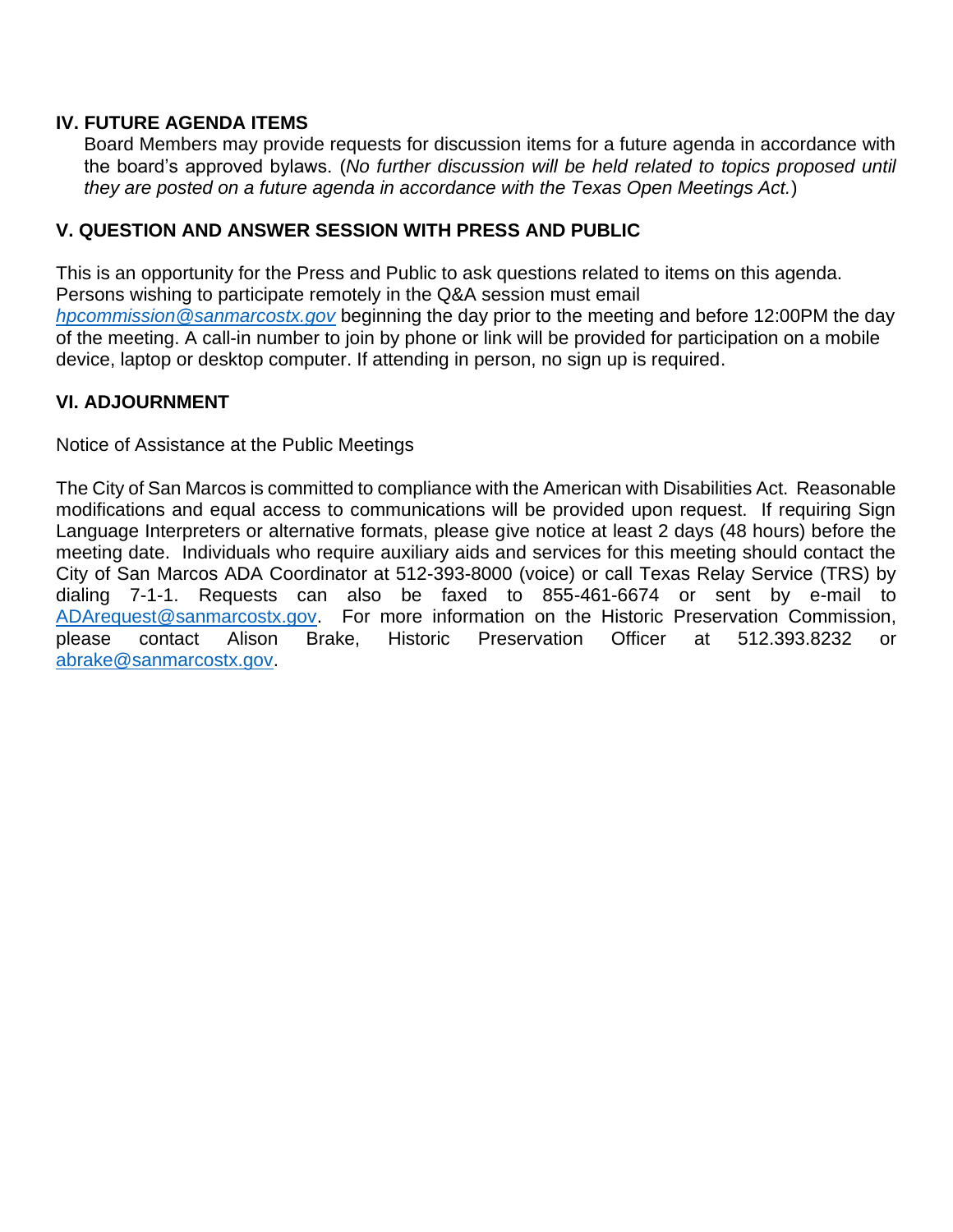## IV. FUTURE AGENDA ITEMS

Board Members may provide requests for discussion items for a future agenda in accordance with the board's approved bylaws. (*No further discussion will be held related to topics proposed until they are posted on a future agenda in accordance with the Texas Open Meetings Act.*)

## V. QUESTION AND ANSWER SESSION WITH PRESS AND PUBLIC

This is an opportunity for the Press and Public to ask questions related to items on this agenda. Persons wishing to participate remotely in the Q&A session must email *hpcommission@sanmarcostx.gov* beginning the day prior to the meeting and before 12:00PM the day of the meeting. A call-in number to join by phone or link will be provided for participation on a mobile device, laptop or desktop computer. If attending in person, no sign up is required.

## VI. ADJOURNMENT

Notice of Assistance at the Public Meetings

The City of San Marcos is committed to compliance with the American with Disabilities Act. Reasonable modifications and equal access to communications will be provided upon request. If requiring Sign Language Interpreters or alternative formats, please give notice at least 2 days (48 hours) before the meeting date. Individuals who require auxiliary aids and services for this meeting should contact the City of San Marcos ADA Coordinator at 512-393-8000 (voice) or call Texas Relay Service (TRS) by dialing 7-1-1. Requests can also be faxed to 855-461-6674 or sent by e-mail to ADArequest@sanmarcostx.gov. For more information on the Historic Preservation Commission, please contact Alison Brake, Historic Preservation Officer at 512.393.8232 or abrake@sanmarcostx.gov.